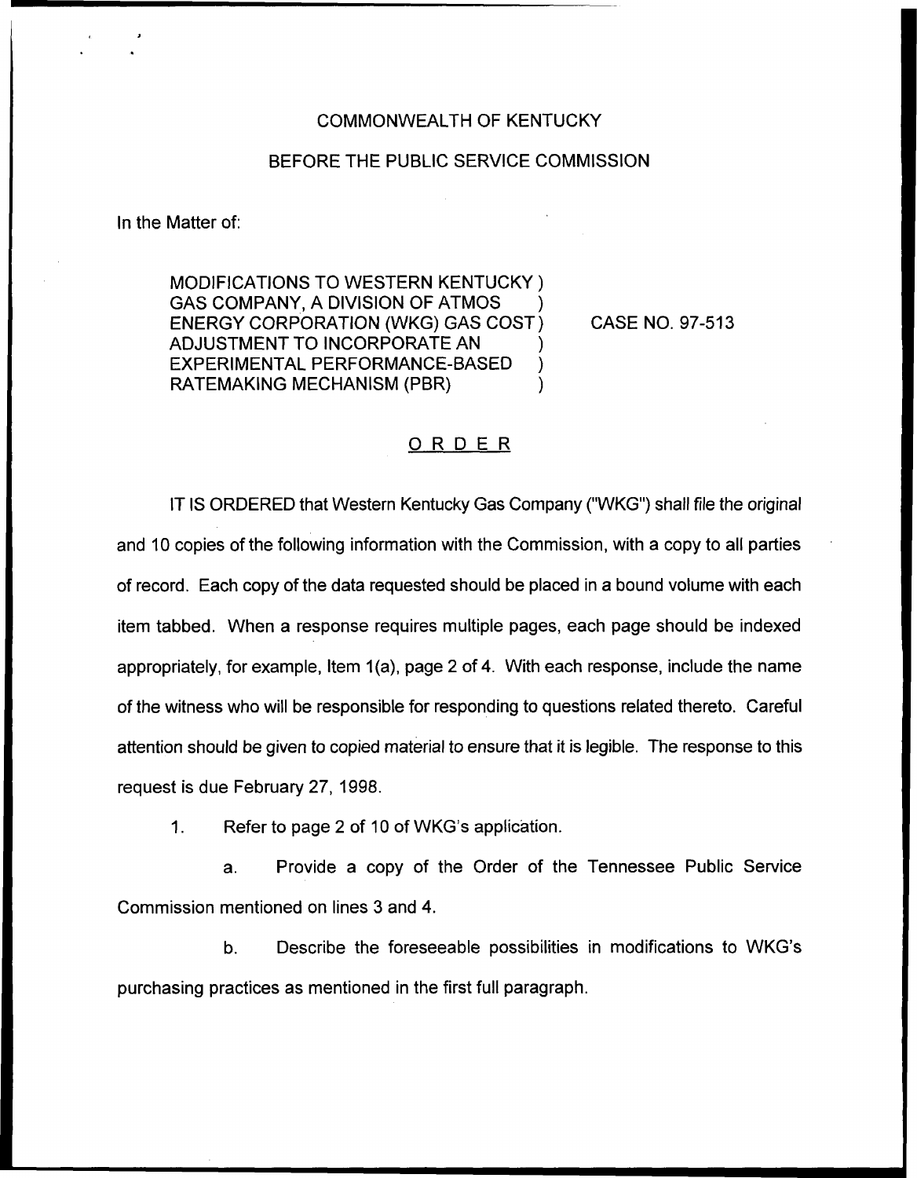COMMONWEALTH OF KENTUCKY

BEFORE THE PUBLIC SERVICE COMMISSION

In the Matter of:

| | | |
|---|---|---|
| MODIFICATIONS TO WESTERN KENTUCKY GAS COMPANY, A DIVISION OF ATMOS ENERGY CORPORATION (WKG) GAS COST ADJUSTMENT TO INCORPORATE AN EXPERIMENTAL PERFORMANCE-BASED RATEMAKING MECHANISM (PBR) | ) | CASE NO. 97-513 |

## ORDER

IT IS ORDERED that Western Kentucky Gas Company ("WKG") shall file the original and 10 copies of the following information with the Commission, with a copy to all parties of record. Each copy of the data requested should be placed in a bound volume with each item tabbed. When a response requires multiple pages, each page should be indexed appropriately, for example, Item 1(a), page 2 of 4. With each response, include the name of the witness who will be responsible for responding to questions related thereto. Careful attention should be given to copied material to ensure that it is legible. The response to this request is due February 27, 1998.

1. Refer to page 2 of 10 of WKG's application.

   a. Provide a copy of the Order of the Tennessee Public Service Commission mentioned on lines 3 and 4.

   b. Describe the foreseeable possibilities in modifications to WKG's purchasing practices as mentioned in the first full paragraph.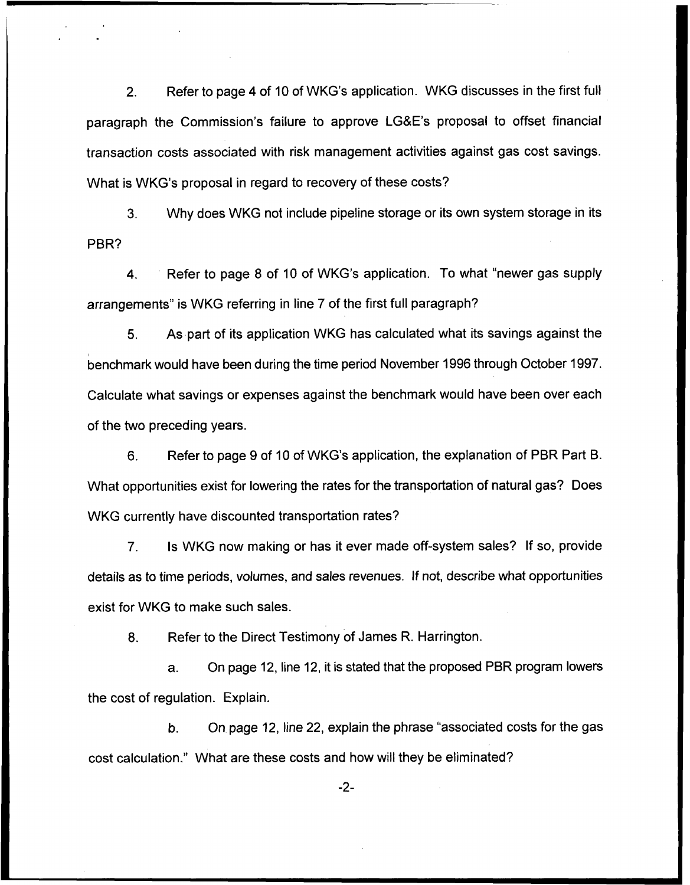2. Refer to page 4 of 10 of WKG's application. WKG discusses in the first full paragraph the Commission's failure to approve LG&E's proposal to offset financial transaction costs associated with risk management activities against gas cost savings. What is WKG's proposal in regard to recovery of these costs?

3. Why does WKG not include pipeline storage or its own system storage in its PBR?

4. Refer to page 8 of 10 of WKG's application. To what "newer gas supply arrangements" is WKG referring in line 7 of the first full paragraph?

5. As part of its application WKG has calculated what its savings against the benchmark would have been during the time period November 1996 through October 1997. Calculate what savings or expenses against the benchmark would have been over each of the two preceding years.

6. Refer to page 9 of 10 of WKG's application, the explanation of PBR Part B. What opportunities exist for lowering the rates for the transportation of natural gas? Does WKG currently have discounted transportation rates?

7. Is WKG now making or has it ever made off-system sales? If so, provide details as to time periods, volumes, and sales revenues. If not, describe what opportunities exist for WKG to make such sales.

8. Refer to the Direct Testimony of James R. Harrington.

   a. On page 12, line 12, it is stated that the proposed PBR program lowers the cost of regulation. Explain.

   b. On page 12, line 22, explain the phrase "associated costs for the gas cost calculation." What are these costs and how will they be eliminated?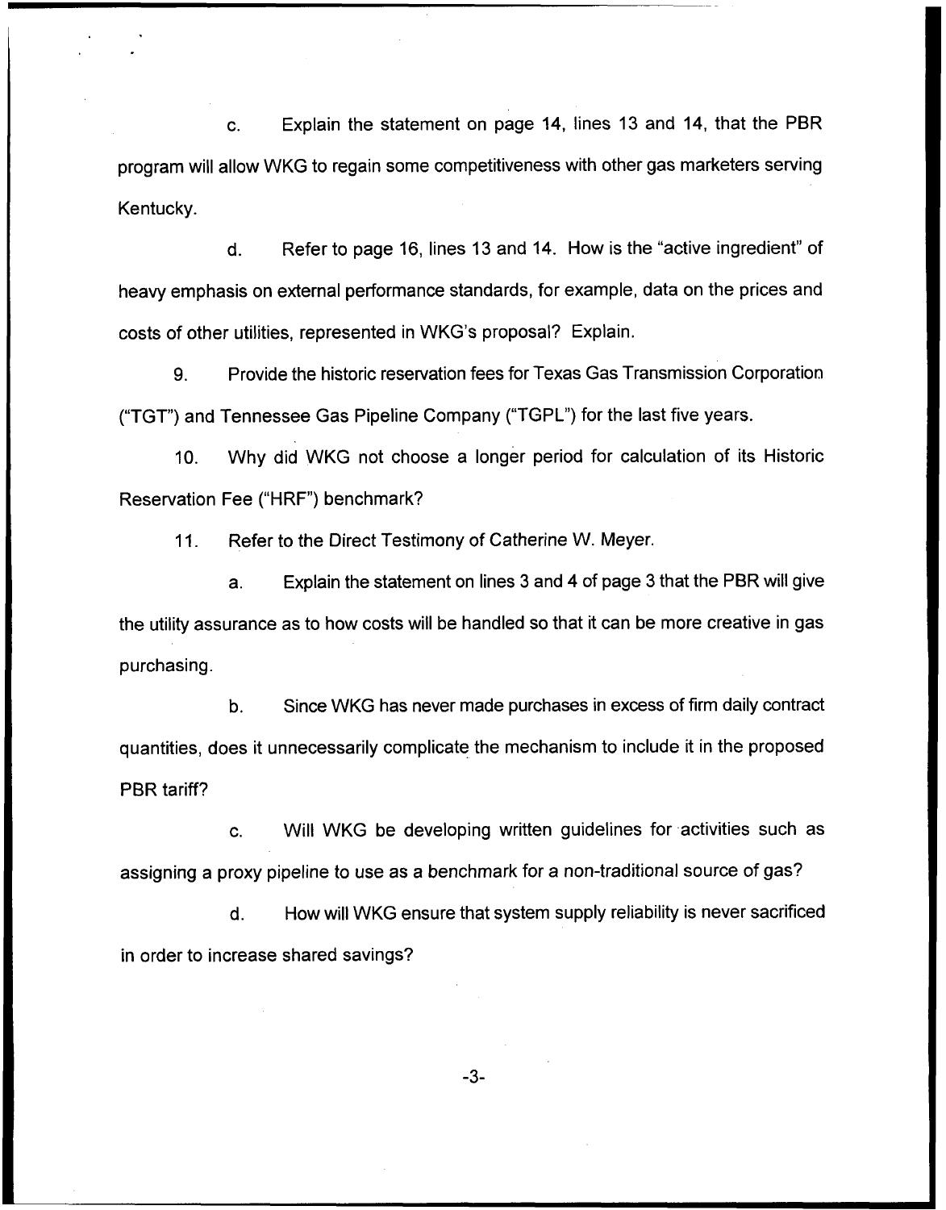c. Explain the statement on page 14, lines 13 and 14, that the PBR program will allow WKG to regain some competitiveness with other gas marketers serving Kentucky.

d. Refer to page 16, lines 13 and 14. How is the "active ingredient" of heavy emphasis on external performance standards, for example, data on the prices and costs of other utilities, represented in WKG's proposal? Explain.

9. Provide the historic reservation fees for Texas Gas Transmission Corporation ("TGT") and Tennessee Gas Pipeline Company ("TGPL") for the last five years.

10. Why did WKG not choose a longer period for calculation of its Historic Reservation Fee ("HRF") benchmark?

11. Refer to the Direct Testimony of Catherine W. Meyer.

a. Explain the statement on lines 3 and 4 of page 3 that the PBR will give the utility assurance as to how costs will be handled so that it can be more creative in gas purchasing.

b. Since WKG has never made purchases in excess of firm daily contract quantities, does it unnecessarily complicate the mechanism to include it in the proposed PBR tariff?

c. Will WKG be developing written guidelines for activities such as assigning a proxy pipeline to use as a benchmark for a non-traditional source of gas?

d. How will WKG ensure that system supply reliability is never sacrificed in order to increase shared savings?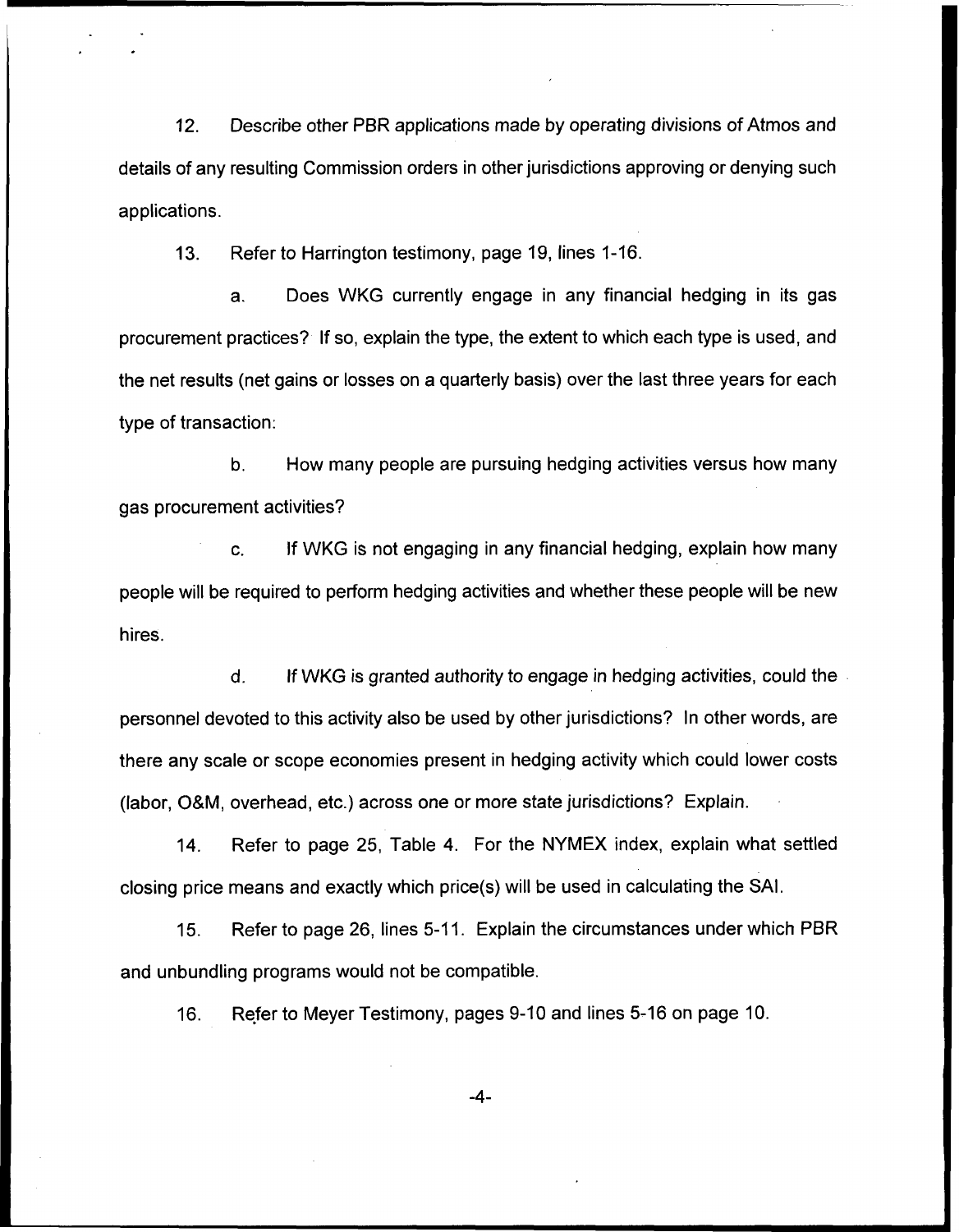12. Describe other PBR applications made by operating divisions of Atmos and details of any resulting Commission orders in other jurisdictions approving or denying such applications.

13. Refer to Harrington testimony, page 19, lines 1-16.

   a. Does WKG currently engage in any financial hedging in its gas procurement practices? If so, explain the type, the extent to which each type is used, and the net results (net gains or losses on a quarterly basis) over the last three years for each type of transaction:

   b. How many people are pursuing hedging activities versus how many gas procurement activities?

   c. If WKG is not engaging in any financial hedging, explain how many people will be required to perform hedging activities and whether these people will be new hires.

   d. If WKG is granted authority to engage in hedging activities, could the personnel devoted to this activity also be used by other jurisdictions? In other words, are there any scale or scope economies present in hedging activity which could lower costs (labor, O&M, overhead, etc.) across one or more state jurisdictions? Explain.

14. Refer to page 25, Table 4. For the NYMEX index, explain what settled closing price means and exactly which price(s) will be used in calculating the SAI.

15. Refer to page 26, lines 5-11. Explain the circumstances under which PBR and unbundling programs would not be compatible.

16. Refer to Meyer Testimony, pages 9-10 and lines 5-16 on page 10.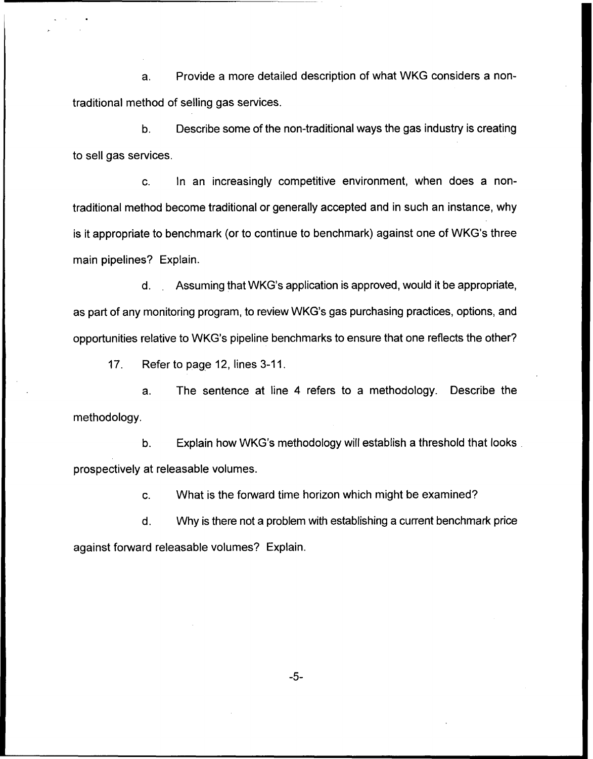a. Provide a more detailed description of what WKG considers a non-traditional method of selling gas services.

b. Describe some of the non-traditional ways the gas industry is creating to sell gas services.

c. In an increasingly competitive environment, when does a non-traditional method become traditional or generally accepted and in such an instance, why is it appropriate to benchmark (or to continue to benchmark) against one of WKG's three main pipelines? Explain.

d. Assuming that WKG's application is approved, would it be appropriate, as part of any monitoring program, to review WKG's gas purchasing practices, options, and opportunities relative to WKG's pipeline benchmarks to ensure that one reflects the other?

17. Refer to page 12, lines 3-11.

a. The sentence at line 4 refers to a methodology. Describe the methodology.

b. Explain how WKG's methodology will establish a threshold that looks prospectively at releasable volumes.

c. What is the forward time horizon which might be examined?

d. Why is there not a problem with establishing a current benchmark price against forward releasable volumes? Explain.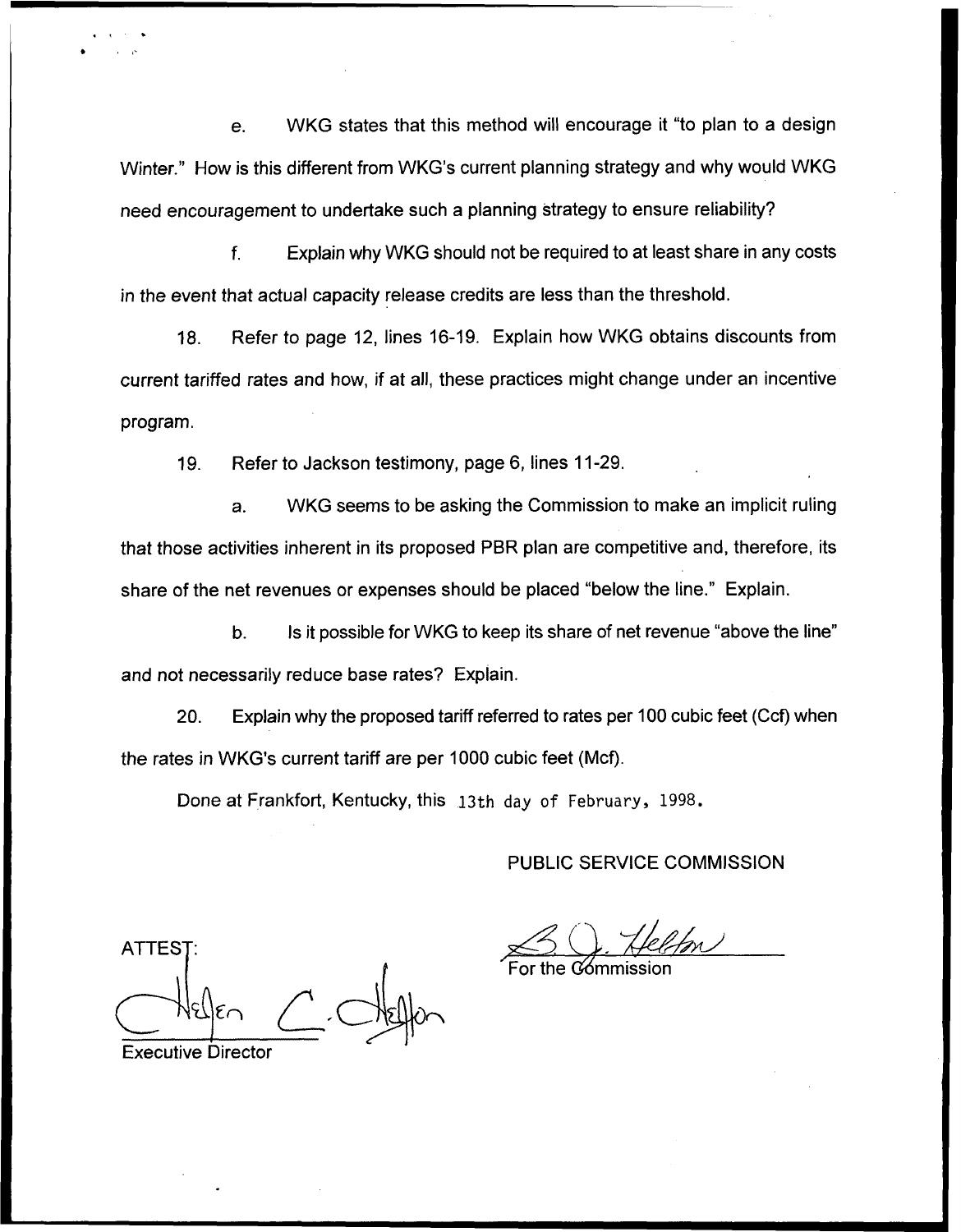e. WKG states that this method will encourage it "to plan to a design Winter." How is this different from WKG's current planning strategy and why would WKG need encouragement to undertake such a planning strategy to ensure reliability?

f. Explain why WKG should not be required to at least share in any costs in the event that actual capacity release credits are less than the threshold.

18. Refer to page 12, lines 16-19. Explain how WKG obtains discounts from current tariffed rates and how, if at all, these practices might change under an incentive program.

19. Refer to Jackson testimony, page 6, lines 11-29.

a. WKG seems to be asking the Commission to make an implicit ruling that those activities inherent in its proposed PBR plan are competitive and, therefore, its share of the net revenues or expenses should be placed "below the line." Explain.

b. Is it possible for WKG to keep its share of net revenue "above the line" and not necessarily reduce base rates? Explain.

20. Explain why the proposed tariff referred to rates per 100 cubic feet (Ccf) when the rates in WKG's current tariff are per 1000 cubic feet (Mcf).

Done at Frankfort, Kentucky, this 13th day of February, 1998.

PUBLIC SERVICE COMMISSION

For the Commission

ATTEST:

Executive Director